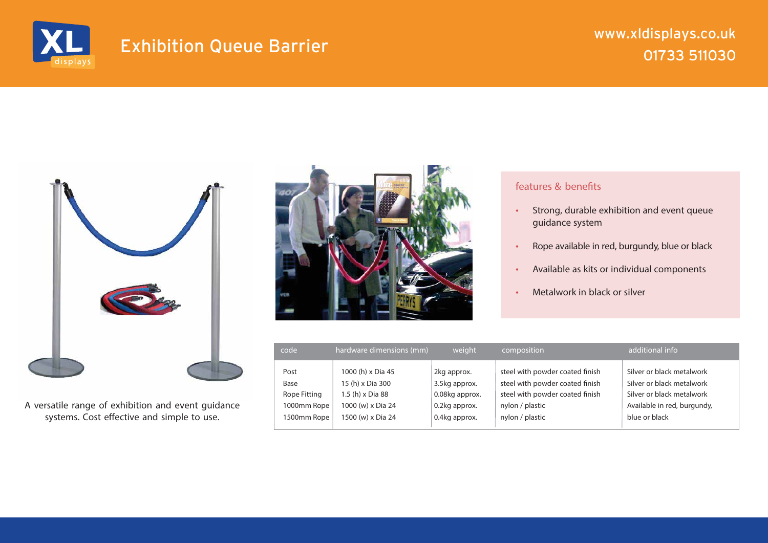# Exhibition Queue Barrier

www.xldisplays.co.uk
01733 511030

A versatile range of exhibition and event guidance systems. Cost effective and simple to use.

## features & benefits

- Strong, durable exhibition and event queue guidance system
- Rope available in red, burgundy, blue or black
- Available as kits or individual components
- Metalwork in black or silver

| code | hardware dimensions (mm) | weight | composition | additional info |
|---|---|---|---|---|
| Post | 1000 (h) x Dia 45 | 2kg approx. | steel with powder coated finish | Silver or black metalwork |
| Base | 15 (h) x Dia 300 | 3.5kg approx. | steel with powder coated finish | Silver or black metalwork |
| Rope Fitting | 1.5 (h) x Dia 88 | 0.08kg approx. | steel with powder coated finish | Silver or black metalwork |
| 1000mm Rope | 1000 (w) x Dia 24 | 0.2kg approx. | nylon / plastic | Available in red, burgundy, |
| 1500mm Rope | 1500 (w) x Dia 24 | 0.4kg approx. | nylon / plastic | blue or black |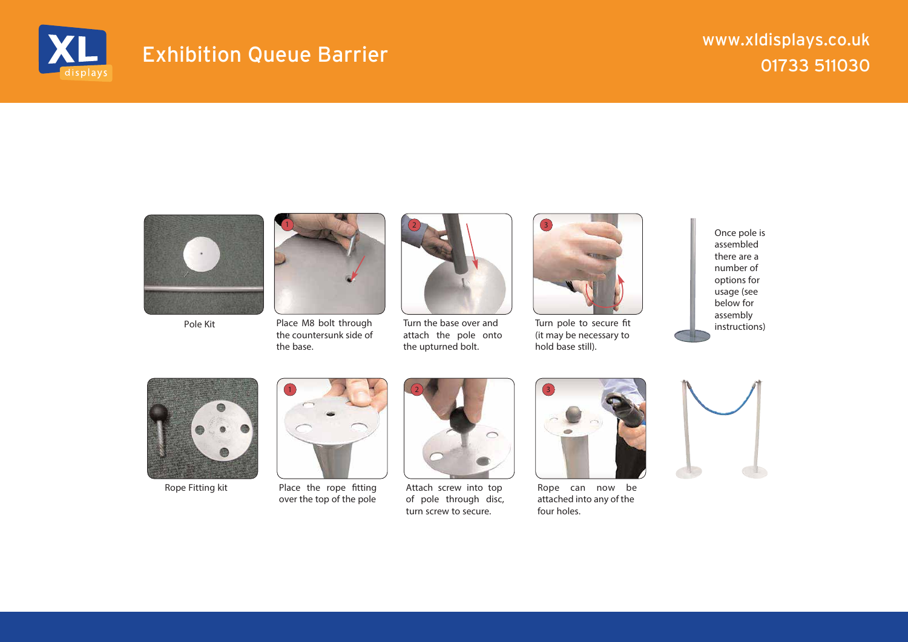# Exhibition Queue Barrier

www.xldisplays.co.uk
01733 511030

Pole Kit

1. Place M8 bolt through the countersunk side of the base.

2. Turn the base over and attach the pole onto the upturned bolt.

3. Turn pole to secure fit (it may be necessary to hold base still).

Once pole is assembled there are a number of options for usage (see below for assembly instructions)

Rope Fitting kit

1. Place the rope fitting over the top of the pole

2. Attach screw into top of pole through disc, turn screw to secure.

3. Rope can now be attached into any of the four holes.